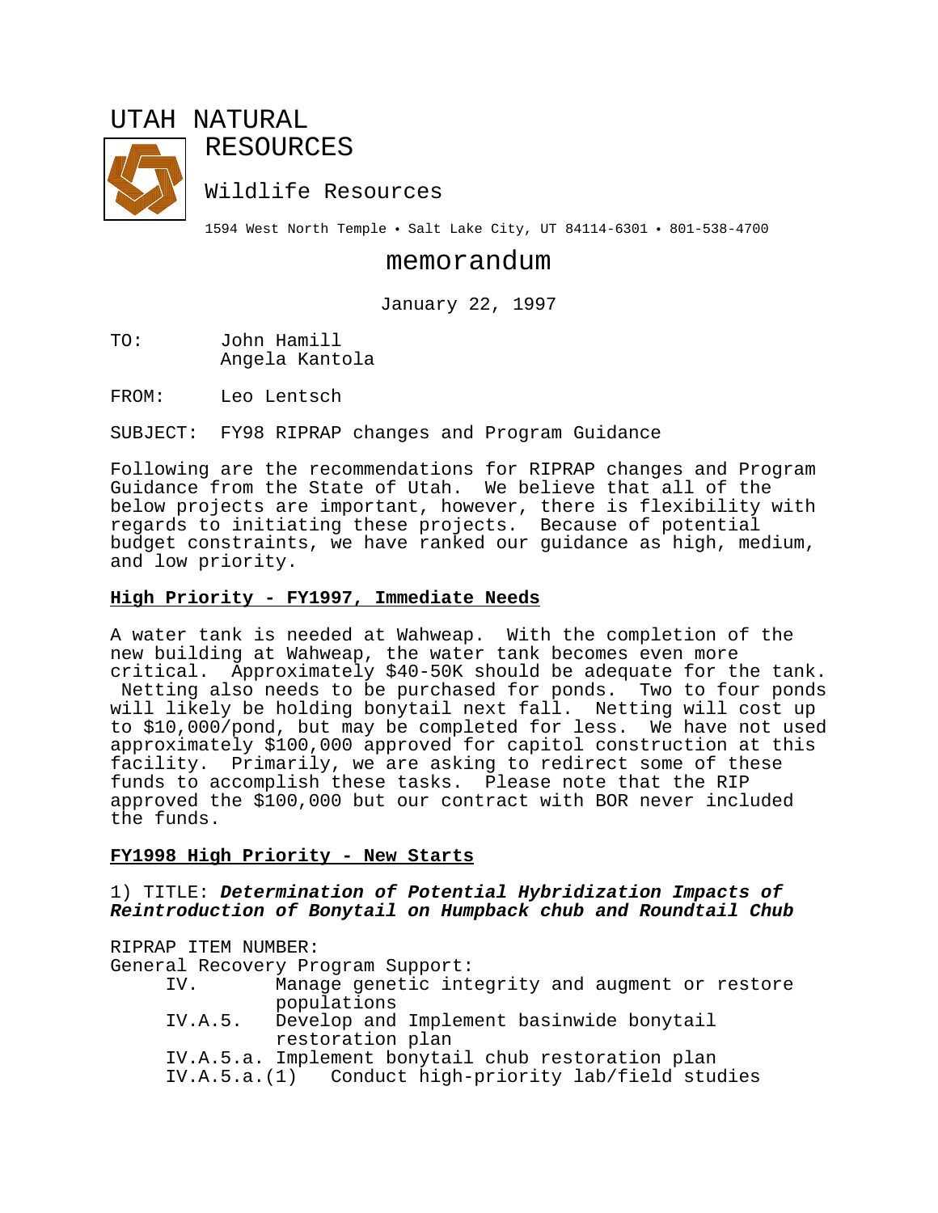# UTAH NATURAL RESOURCES

Wildlife Resources

1594 West North Temple • Salt Lake City, UT 84114-6301 • 801-538-4700

## memorandum

January 22, 1997

TO: John Hamill
Angela Kantola

FROM: Leo Lentsch

SUBJECT: FY98 RIPRAP changes and Program Guidance

Following are the recommendations for RIPRAP changes and Program Guidance from the State of Utah. We believe that all of the below projects are important, however, there is flexibility with regards to initiating these projects. Because of potential budget constraints, we have ranked our guidance as high, medium, and low priority.

**High Priority - FY1997, Immediate Needs**

A water tank is needed at Wahweap. With the completion of the new building at Wahweap, the water tank becomes even more critical. Approximately $40-50K should be adequate for the tank. Netting also needs to be purchased for ponds. Two to four ponds will likely be holding bonytail next fall. Netting will cost up to $10,000/pond, but may be completed for less. We have not used approximately $100,000 approved for capitol construction at this facility. Primarily, we are asking to redirect some of these funds to accomplish these tasks. Please note that the RIP approved the $100,000 but our contract with BOR never included the funds.

**FY1998 High Priority - New Starts**

1) TITLE: ***Determination of Potential Hybridization Impacts of Reintroduction of Bonytail on Humpback chub and Roundtail Chub***

RIPRAP ITEM NUMBER:
General Recovery Program Support:

- IV. Manage genetic integrity and augment or restore populations
- IV.A.5. Develop and Implement basinwide bonytail restoration plan
- IV.A.5.a. Implement bonytail chub restoration plan
- IV.A.5.a.(1) Conduct high-priority lab/field studies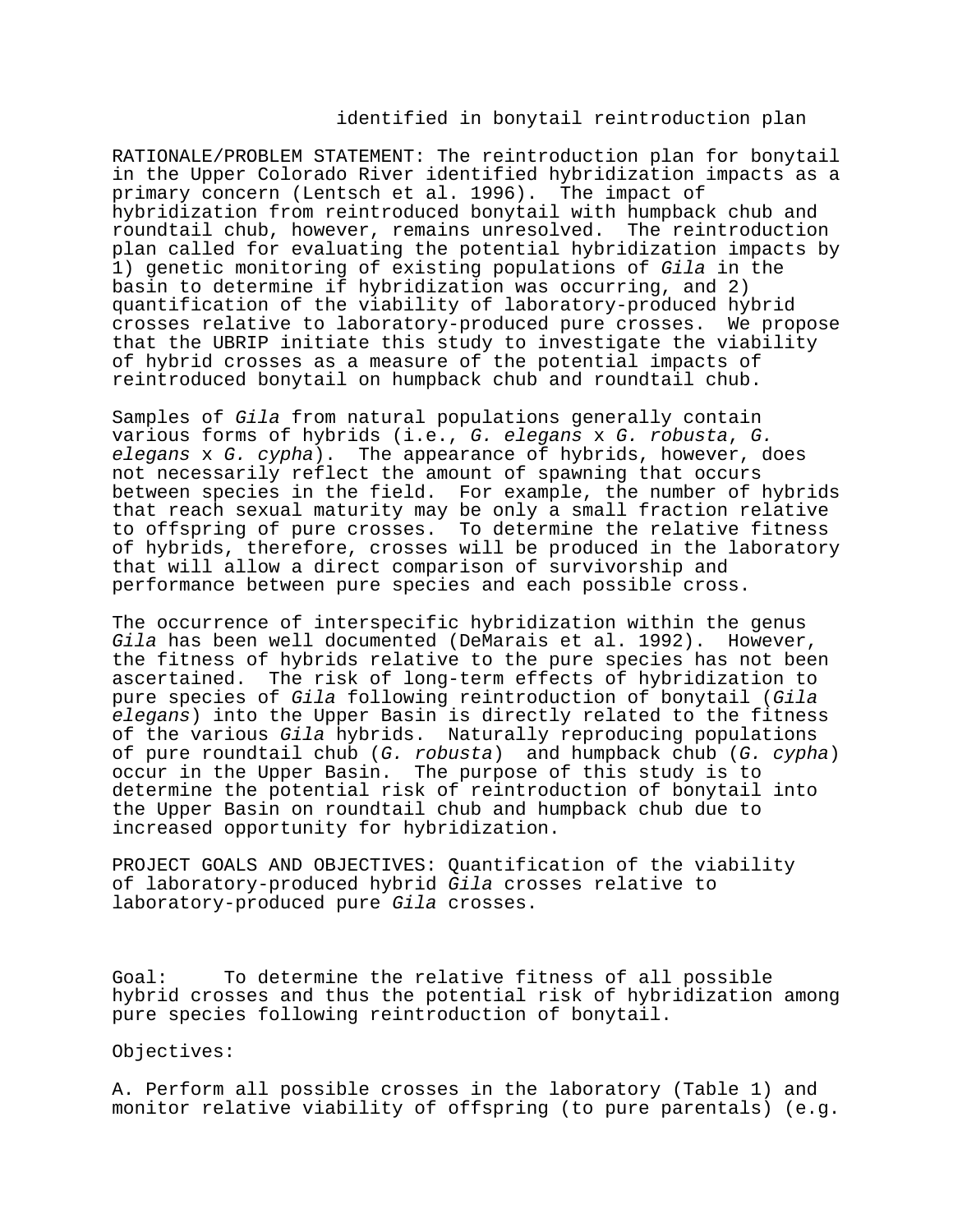identified in bonytail reintroduction plan

RATIONALE/PROBLEM STATEMENT: The reintroduction plan for bonytail in the Upper Colorado River identified hybridization impacts as a primary concern (Lentsch et al. 1996). The impact of hybridization from reintroduced bonytail with humpback chub and roundtail chub, however, remains unresolved. The reintroduction plan called for evaluating the potential hybridization impacts by 1) genetic monitoring of existing populations of *Gila* in the basin to determine if hybridization was occurring, and 2) quantification of the viability of laboratory-produced hybrid crosses relative to laboratory-produced pure crosses. We propose that the UBRIP initiate this study to investigate the viability of hybrid crosses as a measure of the potential impacts of reintroduced bonytail on humpback chub and roundtail chub.

Samples of *Gila* from natural populations generally contain various forms of hybrids (i.e., *G. elegans* x *G. robusta*, *G. elegans* x *G. cypha*). The appearance of hybrids, however, does not necessarily reflect the amount of spawning that occurs between species in the field. For example, the number of hybrids that reach sexual maturity may be only a small fraction relative to offspring of pure crosses. To determine the relative fitness of hybrids, therefore, crosses will be produced in the laboratory that will allow a direct comparison of survivorship and performance between pure species and each possible cross.

The occurrence of interspecific hybridization within the genus *Gila* has been well documented (DeMarais et al. 1992). However, the fitness of hybrids relative to the pure species has not been ascertained. The risk of long-term effects of hybridization to pure species of *Gila* following reintroduction of bonytail (*Gila elegans*) into the Upper Basin is directly related to the fitness of the various *Gila* hybrids. Naturally reproducing populations of pure roundtail chub (*G. robusta*) and humpback chub (*G. cypha*) occur in the Upper Basin. The purpose of this study is to determine the potential risk of reintroduction of bonytail into the Upper Basin on roundtail chub and humpback chub due to increased opportunity for hybridization.

PROJECT GOALS AND OBJECTIVES: Quantification of the viability of laboratory-produced hybrid *Gila* crosses relative to laboratory-produced pure *Gila* crosses.

Goal: To determine the relative fitness of all possible hybrid crosses and thus the potential risk of hybridization among pure species following reintroduction of bonytail.

Objectives:

A. Perform all possible crosses in the laboratory (Table 1) and monitor relative viability of offspring (to pure parentals) (e.g.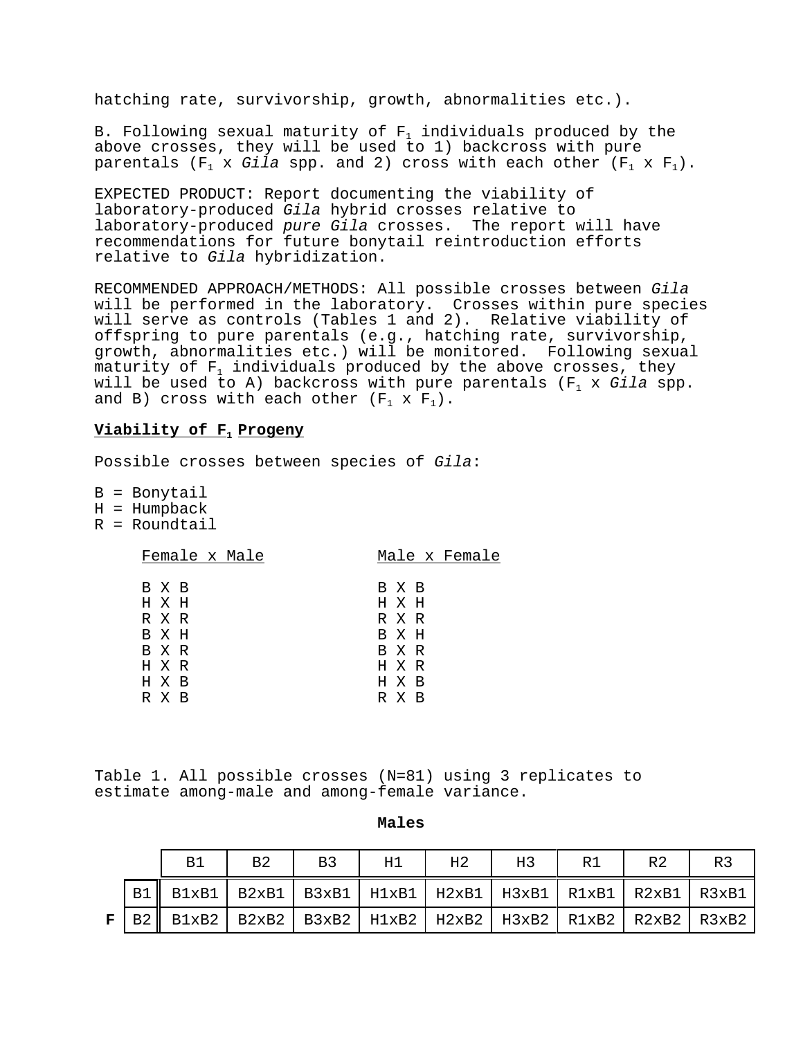hatching rate, survivorship, growth, abnormalities etc.).

B. Following sexual maturity of $F_1$ individuals produced by the above crosses, they will be used to 1) backcross with pure parentals ($F_1$ x *Gila* spp. and 2) cross with each other ($F_1$ x $F_1$).

EXPECTED PRODUCT: Report documenting the viability of laboratory-produced *Gila* hybrid crosses relative to laboratory-produced *pure Gila* crosses. The report will have recommendations for future bonytail reintroduction efforts relative to *Gila* hybridization.

RECOMMENDED APPROACH/METHODS: All possible crosses between *Gila* will be performed in the laboratory. Crosses within pure species will serve as controls (Tables 1 and 2). Relative viability of offspring to pure parentals (e.g., hatching rate, survivorship, growth, abnormalities etc.) will be monitored. Following sexual maturity of $F_1$ individuals produced by the above crosses, they will be used to A) backcross with pure parentals ($F_1$ x *Gila* spp. and B) cross with each other ($F_1$ x $F_1$).

**<u>Viability of $F_1$ Progeny</u>**

Possible crosses between species of *Gila*:

B = Bonytail
H = Humpback
R = Roundtail

| <u>Female x Male</u> | <u>Male x Female</u> |
|---|---|
| B X B | B X B |
| H X H | H X H |
| R X R | R X R |
| B X H | B X H |
| B X R | B X R |
| H X R | H X R |
| H X B | H X B |
| R X B | R X B |

Table 1. All possible crosses (N=81) using 3 replicates to estimate among-male and among-female variance.

**Males**

| | | B1 | B2 | B3 | H1 | H2 | H3 | R1 | R2 | R3 |
|---|---|---|---|---|---|---|---|---|---|---|
| | B1 | B1xB1 | B2xB1 | B3xB1 | H1xB1 | H2xB1 | H3xB1 | R1xB1 | R2xB1 | R3xB1 |
| **F** | B2 | B1xB2 | B2xB2 | B3xB2 | H1xB2 | H2xB2 | H3xB2 | R1xB2 | R2xB2 | R3xB2 |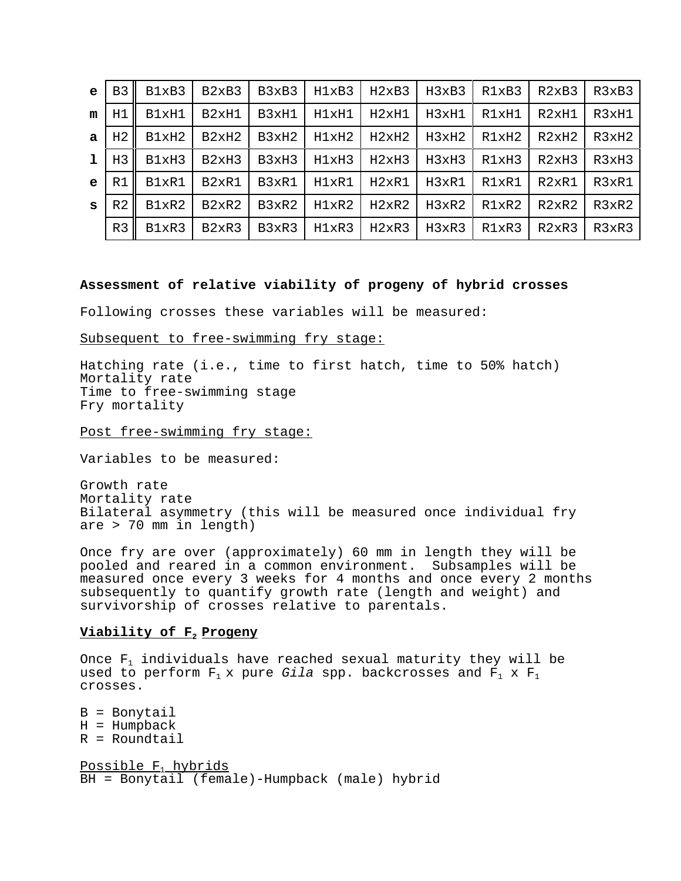| e | B3 | B1xB3 | B2xB3 | B3xB3 | H1xB3 | H2xB3 | H3xB3 | R1xB3 | R2xB3 | R3xB3 |
|---|---|---|---|---|---|---|---|---|---|---|
| m | H1 | B1xH1 | B2xH1 | B3xH1 | H1xH1 | H2xH1 | H3xH1 | R1xH1 | R2xH1 | R3xH1 |
| a | H2 | B1xH2 | B2xH2 | B3xH2 | H1xH2 | H2xH2 | H3xH2 | R1xH2 | R2xH2 | R3xH2 |
| l | H3 | B1xH3 | B2xH3 | B3xH3 | H1xH3 | H2xH3 | H3xH3 | R1xH3 | R2xH3 | R3xH3 |
| e | R1 | B1xR1 | B2xR1 | B3xR1 | H1xR1 | H2xR1 | H3xR1 | R1xR1 | R2xR1 | R3xR1 |
| s | R2 | B1xR2 | B2xR2 | B3xR2 | H1xR2 | H2xR2 | H3xR2 | R1xR2 | R2xR2 | R3xR2 |
| | R3 | B1xR3 | B2xR3 | B3xR3 | H1xR3 | H2xR3 | H3xR3 | R1xR3 | R2xR3 | R3xR3 |

**Assessment of relative viability of progeny of hybrid crosses**

Following crosses these variables will be measured:

Subsequent to free-swimming fry stage:

Hatching rate (i.e., time to first hatch, time to 50% hatch)
Mortality rate
Time to free-swimming stage
Fry mortality

Post free-swimming fry stage:

Variables to be measured:

Growth rate
Mortality rate
Bilateral asymmetry (this will be measured once individual fry are > 70 mm in length)

Once fry are over (approximately) 60 mm in length they will be pooled and reared in a common environment. Subsamples will be measured once every 3 weeks for 4 months and once every 2 months subsequently to quantify growth rate (length and weight) and survivorship of crosses relative to parentals.

**Viability of $F_2$ Progeny**

Once $F_1$ individuals have reached sexual maturity they will be used to perform $F_1$ x pure *Gila* spp. backcrosses and $F_1$ x $F_1$ crosses.

B = Bonytail
H = Humpback
R = Roundtail

Possible $F_1$ hybrids
BH = Bonytail (female)-Humpback (male) hybrid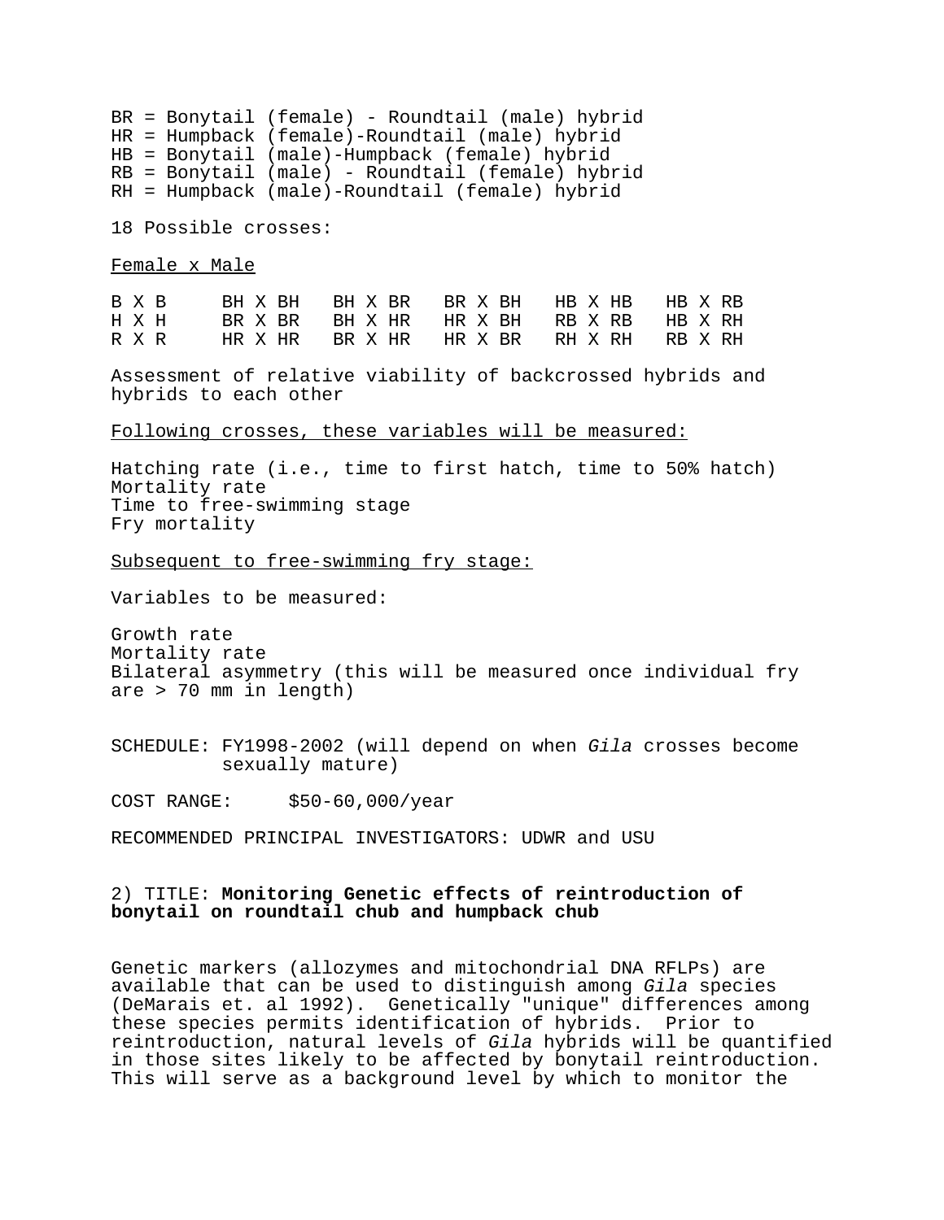BR = Bonytail (female) - Roundtail (male) hybrid
HR = Humpback (female)-Roundtail (male) hybrid
HB = Bonytail (male)-Humpback (female) hybrid
RB = Bonytail (male) - Roundtail (female) hybrid
RH = Humpback (male)-Roundtail (female) hybrid

18 Possible crosses:

<u>Female x Male</u>

| | | | | | |
|---|---|---|---|---|---|
| B X B | BH X BH | BH X BR | BR X BH | HB X HB | HB X RB |
| H X H | BR X BR | BH X HR | HR X BH | RB X RB | HB X RH |
| R X R | HR X HR | BR X HR | HR X BR | RH X RH | RB X RH |

Assessment of relative viability of backcrossed hybrids and hybrids to each other

<u>Following crosses, these variables will be measured:</u>

Hatching rate (i.e., time to first hatch, time to 50% hatch)
Mortality rate
Time to free-swimming stage
Fry mortality

<u>Subsequent to free-swimming fry stage:</u>

Variables to be measured:

Growth rate
Mortality rate
Bilateral asymmetry (this will be measured once individual fry are > 70 mm in length)

SCHEDULE: FY1998-2002 (will depend on when *Gila* crosses become sexually mature)

COST RANGE: $50-60,000/year

RECOMMENDED PRINCIPAL INVESTIGATORS: UDWR and USU

2) TITLE: **Monitoring Genetic effects of reintroduction of bonytail on roundtail chub and humpback chub**

Genetic markers (allozymes and mitochondrial DNA RFLPs) are available that can be used to distinguish among *Gila* species (DeMarais et. al 1992). Genetically "unique" differences among these species permits identification of hybrids. Prior to reintroduction, natural levels of *Gila* hybrids will be quantified in those sites likely to be affected by bonytail reintroduction. This will serve as a background level by which to monitor the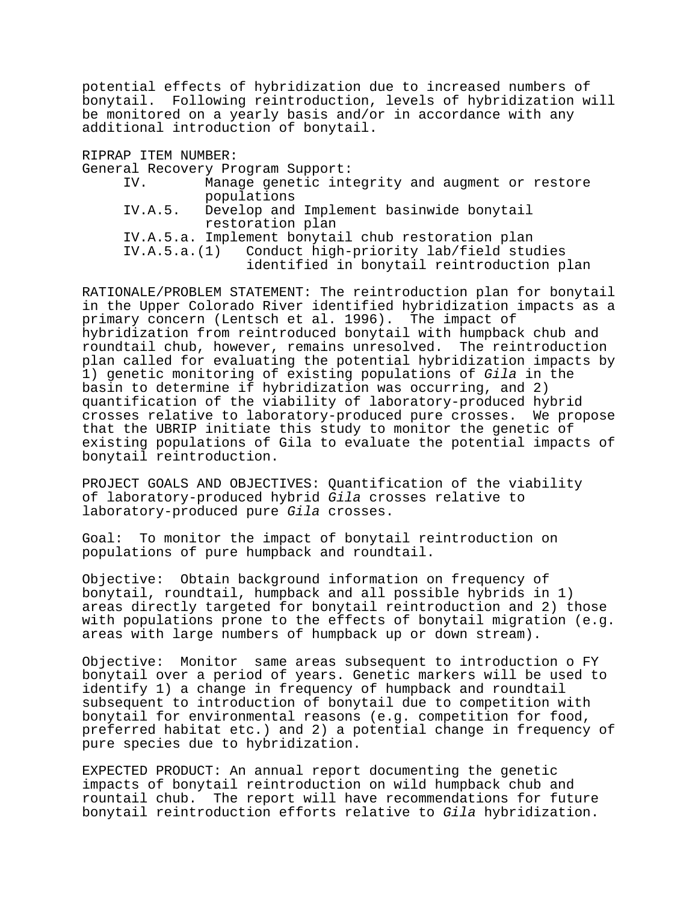potential effects of hybridization due to increased numbers of bonytail. Following reintroduction, levels of hybridization will be monitored on a yearly basis and/or in accordance with any additional introduction of bonytail.

RIPRAP ITEM NUMBER:
General Recovery Program Support:

- IV. Manage genetic integrity and augment or restore populations
- IV.A.5. Develop and Implement basinwide bonytail restoration plan
- IV.A.5.a. Implement bonytail chub restoration plan
- IV.A.5.a.(1) Conduct high-priority lab/field studies identified in bonytail reintroduction plan

RATIONALE/PROBLEM STATEMENT: The reintroduction plan for bonytail in the Upper Colorado River identified hybridization impacts as a primary concern (Lentsch et al. 1996). The impact of hybridization from reintroduced bonytail with humpback chub and roundtail chub, however, remains unresolved. The reintroduction plan called for evaluating the potential hybridization impacts by 1) genetic monitoring of existing populations of *Gila* in the basin to determine if hybridization was occurring, and 2) quantification of the viability of laboratory-produced hybrid crosses relative to laboratory-produced pure crosses. We propose that the UBRIP initiate this study to monitor the genetic of existing populations of Gila to evaluate the potential impacts of bonytail reintroduction.

PROJECT GOALS AND OBJECTIVES: Quantification of the viability of laboratory-produced hybrid *Gila* crosses relative to laboratory-produced pure *Gila* crosses.

Goal: To monitor the impact of bonytail reintroduction on populations of pure humpback and roundtail.

Objective: Obtain background information on frequency of bonytail, roundtail, humpback and all possible hybrids in 1) areas directly targeted for bonytail reintroduction and 2) those with populations prone to the effects of bonytail migration (e.g. areas with large numbers of humpback up or down stream).

Objective: Monitor same areas subsequent to introduction o FY bonytail over a period of years. Genetic markers will be used to identify 1) a change in frequency of humpback and roundtail subsequent to introduction of bonytail due to competition with bonytail for environmental reasons (e.g. competition for food, preferred habitat etc.) and 2) a potential change in frequency of pure species due to hybridization.

EXPECTED PRODUCT: An annual report documenting the genetic impacts of bonytail reintroduction on wild humpback chub and rountail chub. The report will have recommendations for future bonytail reintroduction efforts relative to *Gila* hybridization.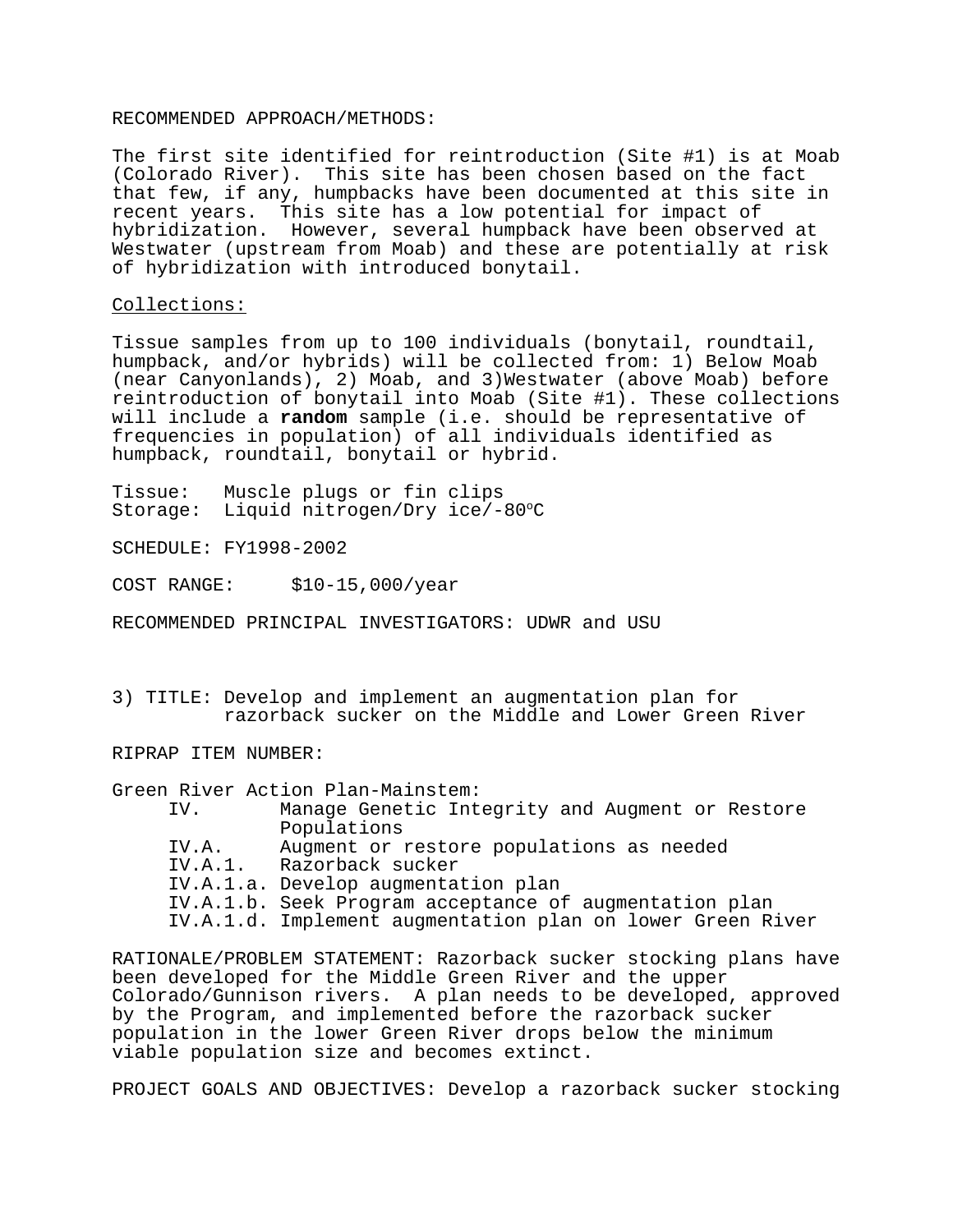RECOMMENDED APPROACH/METHODS:

The first site identified for reintroduction (Site #1) is at Moab (Colorado River). This site has been chosen based on the fact that few, if any, humpbacks have been documented at this site in recent years. This site has a low potential for impact of hybridization. However, several humpback have been observed at Westwater (upstream from Moab) and these are potentially at risk of hybridization with introduced bonytail.

<u>Collections:</u>

Tissue samples from up to 100 individuals (bonytail, roundtail, humpback, and/or hybrids) will be collected from: 1) Below Moab (near Canyonlands), 2) Moab, and 3)Westwater (above Moab) before reintroduction of bonytail into Moab (Site #1). These collections will include a **random** sample (i.e. should be representative of frequencies in population) of all individuals identified as humpback, roundtail, bonytail or hybrid.

Tissue: Muscle plugs or fin clips
Storage: Liquid nitrogen/Dry ice/-80°C

SCHEDULE: FY1998-2002

COST RANGE: $10-15,000/year

RECOMMENDED PRINCIPAL INVESTIGATORS: UDWR and USU

3) TITLE: Develop and implement an augmentation plan for razorback sucker on the Middle and Lower Green River

RIPRAP ITEM NUMBER:

Green River Action Plan-Mainstem:
- IV. Manage Genetic Integrity and Augment or Restore Populations
- IV.A. Augment or restore populations as needed
- IV.A.1. Razorback sucker
- IV.A.1.a. Develop augmentation plan
- IV.A.1.b. Seek Program acceptance of augmentation plan
- IV.A.1.d. Implement augmentation plan on lower Green River

RATIONALE/PROBLEM STATEMENT: Razorback sucker stocking plans have been developed for the Middle Green River and the upper Colorado/Gunnison rivers. A plan needs to be developed, approved by the Program, and implemented before the razorback sucker population in the lower Green River drops below the minimum viable population size and becomes extinct.

PROJECT GOALS AND OBJECTIVES: Develop a razorback sucker stocking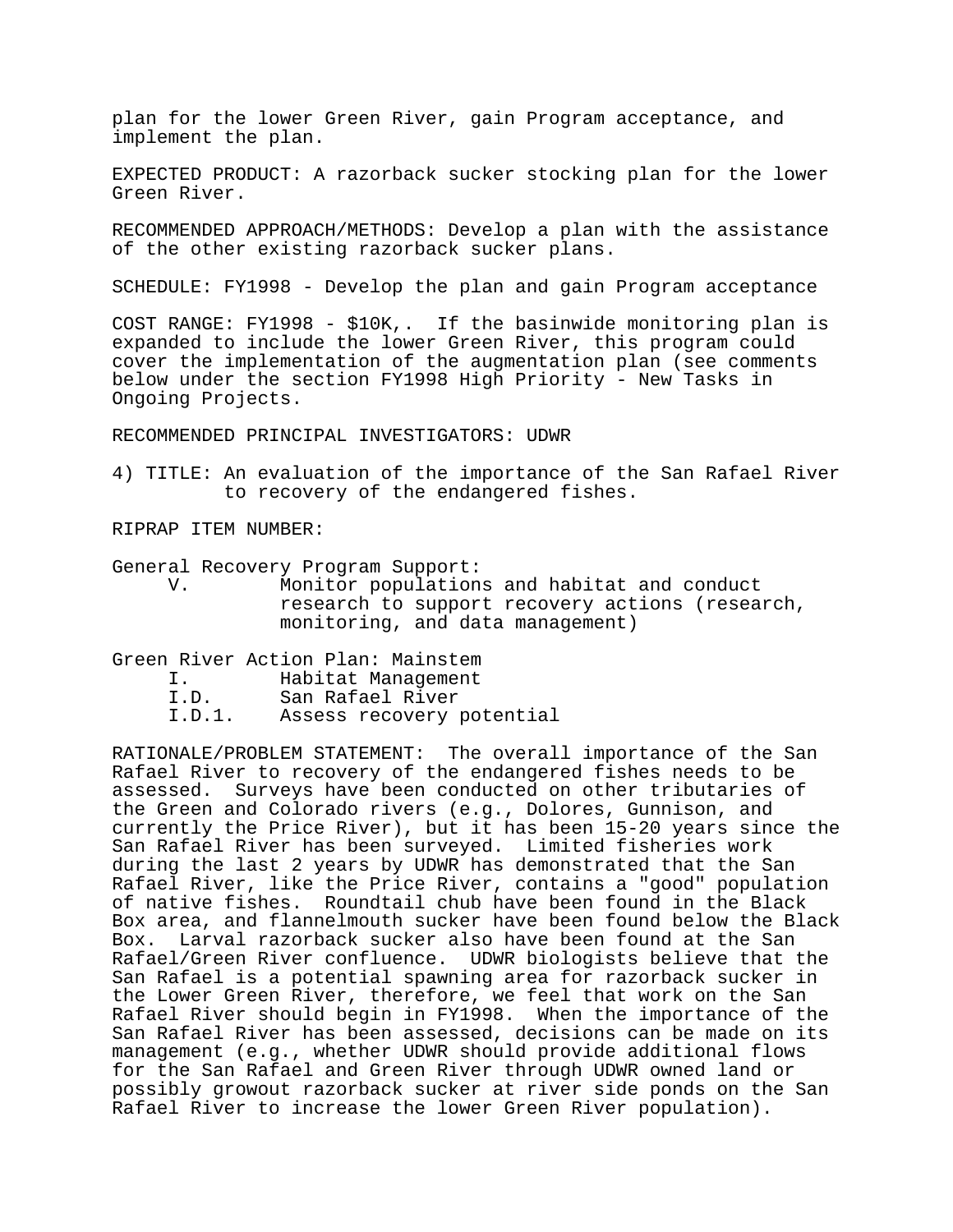plan for the lower Green River, gain Program acceptance, and implement the plan.

EXPECTED PRODUCT: A razorback sucker stocking plan for the lower Green River.

RECOMMENDED APPROACH/METHODS: Develop a plan with the assistance of the other existing razorback sucker plans.

SCHEDULE: FY1998 - Develop the plan and gain Program acceptance

COST RANGE: FY1998 - $10K,. If the basinwide monitoring plan is expanded to include the lower Green River, this program could cover the implementation of the augmentation plan (see comments below under the section FY1998 High Priority - New Tasks in Ongoing Projects.

RECOMMENDED PRINCIPAL INVESTIGATORS: UDWR

4) TITLE: An evaluation of the importance of the San Rafael River to recovery of the endangered fishes.

RIPRAP ITEM NUMBER:

General Recovery Program Support:

- V. Monitor populations and habitat and conduct research to support recovery actions (research, monitoring, and data management)

Green River Action Plan: Mainstem

- I. Habitat Management
- I.D. San Rafael River
- I.D.1. Assess recovery potential

RATIONALE/PROBLEM STATEMENT: The overall importance of the San Rafael River to recovery of the endangered fishes needs to be assessed. Surveys have been conducted on other tributaries of the Green and Colorado rivers (e.g., Dolores, Gunnison, and currently the Price River), but it has been 15-20 years since the San Rafael River has been surveyed. Limited fisheries work during the last 2 years by UDWR has demonstrated that the San Rafael River, like the Price River, contains a "good" population of native fishes. Roundtail chub have been found in the Black Box area, and flannelmouth sucker have been found below the Black Box. Larval razorback sucker also have been found at the San Rafael/Green River confluence. UDWR biologists believe that the San Rafael is a potential spawning area for razorback sucker in the Lower Green River, therefore, we feel that work on the San Rafael River should begin in FY1998. When the importance of the San Rafael River has been assessed, decisions can be made on its management (e.g., whether UDWR should provide additional flows for the San Rafael and Green River through UDWR owned land or possibly growout razorback sucker at river side ponds on the San Rafael River to increase the lower Green River population).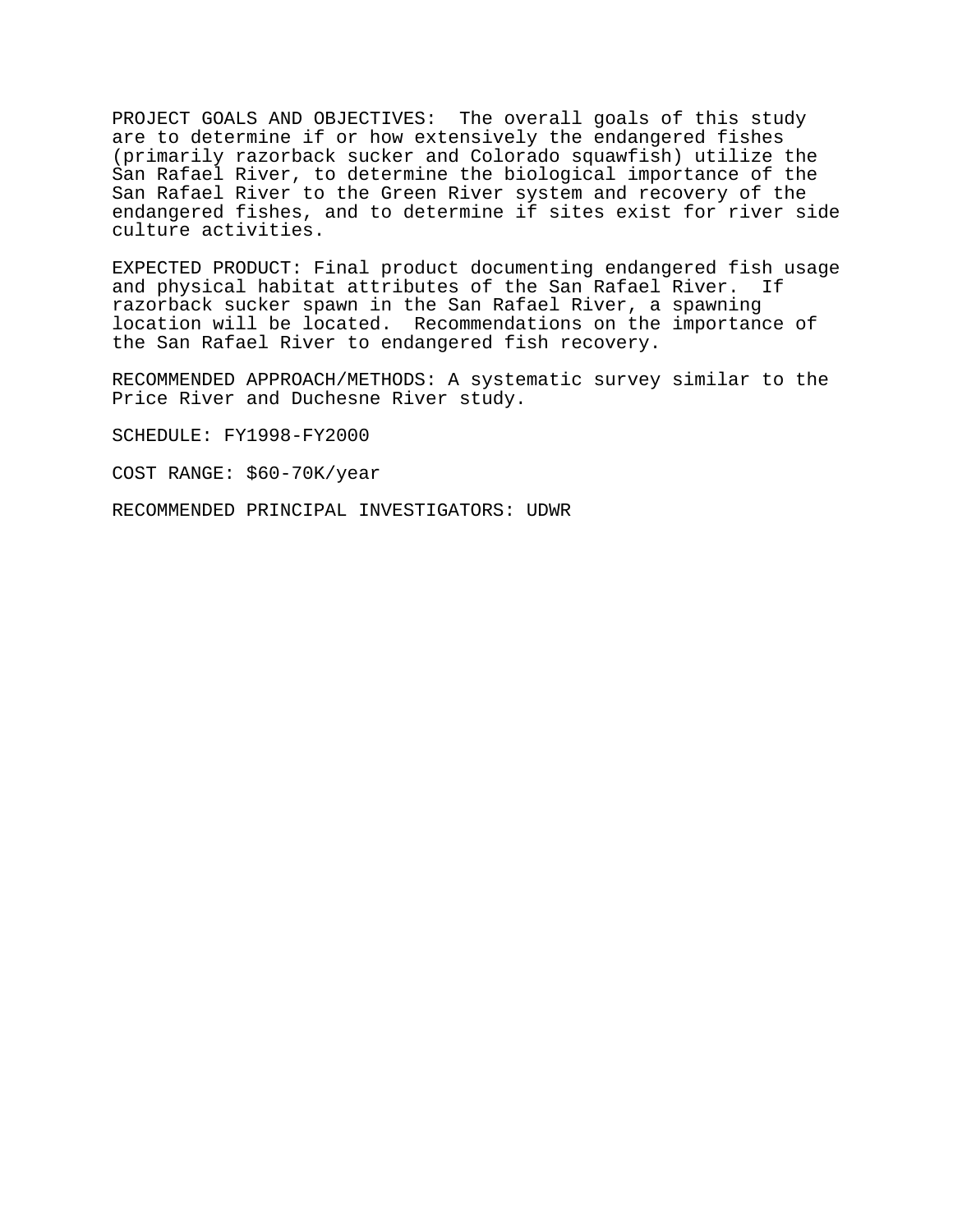PROJECT GOALS AND OBJECTIVES: The overall goals of this study are to determine if or how extensively the endangered fishes (primarily razorback sucker and Colorado squawfish) utilize the San Rafael River, to determine the biological importance of the San Rafael River to the Green River system and recovery of the endangered fishes, and to determine if sites exist for river side culture activities.

EXPECTED PRODUCT: Final product documenting endangered fish usage and physical habitat attributes of the San Rafael River. If razorback sucker spawn in the San Rafael River, a spawning location will be located. Recommendations on the importance of the San Rafael River to endangered fish recovery.

RECOMMENDED APPROACH/METHODS: A systematic survey similar to the Price River and Duchesne River study.

SCHEDULE: FY1998-FY2000

COST RANGE: $60-70K/year

RECOMMENDED PRINCIPAL INVESTIGATORS: UDWR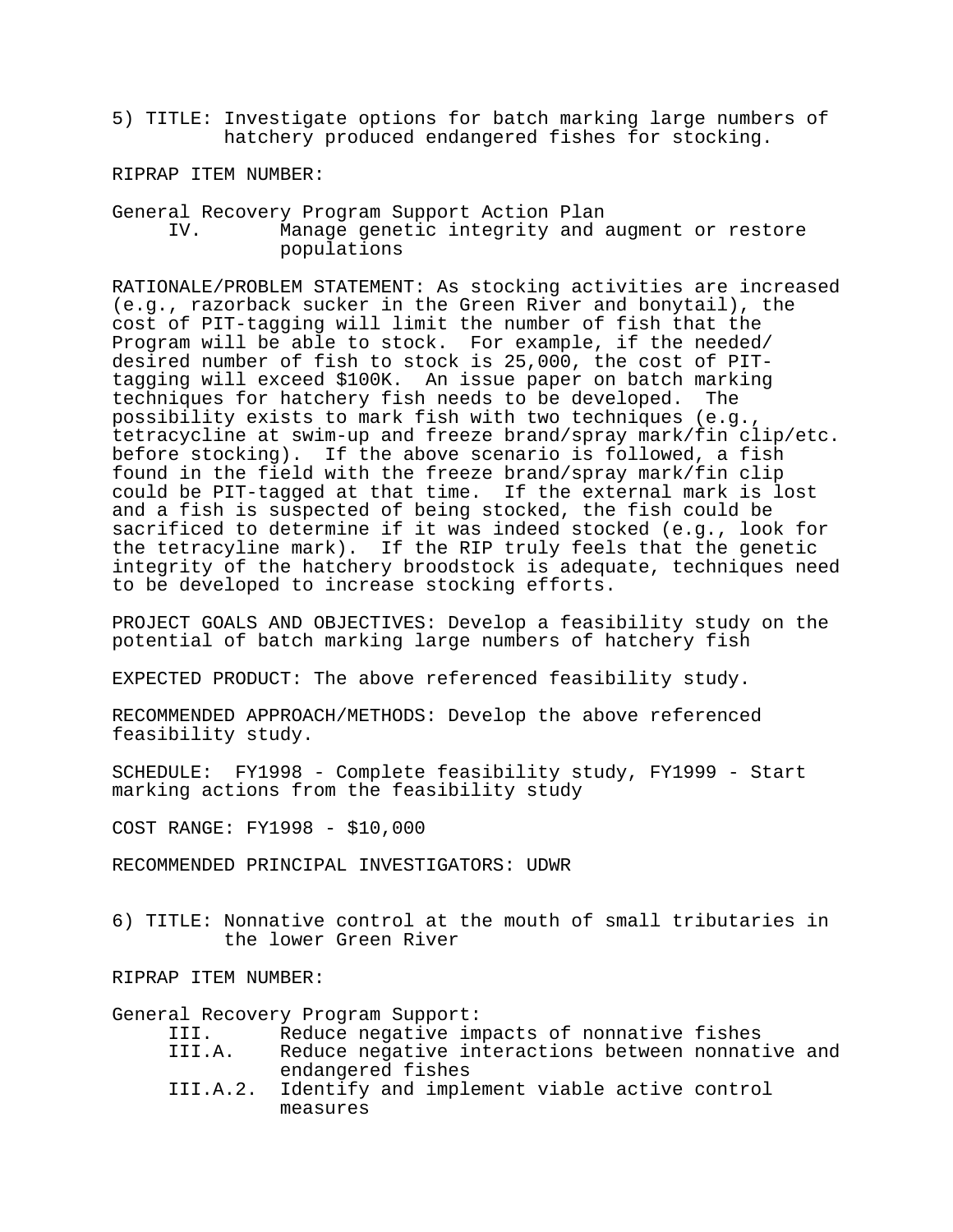5) TITLE: Investigate options for batch marking large numbers of hatchery produced endangered fishes for stocking.

RIPRAP ITEM NUMBER:

General Recovery Program Support Action Plan

- IV. Manage genetic integrity and augment or restore populations

RATIONALE/PROBLEM STATEMENT: As stocking activities are increased (e.g., razorback sucker in the Green River and bonytail), the cost of PIT-tagging will limit the number of fish that the Program will be able to stock. For example, if the needed/ desired number of fish to stock is 25,000, the cost of PIT-tagging will exceed $100K. An issue paper on batch marking techniques for hatchery fish needs to be developed. The possibility exists to mark fish with two techniques (e.g., tetracycline at swim-up and freeze brand/spray mark/fin clip/etc. before stocking). If the above scenario is followed, a fish found in the field with the freeze brand/spray mark/fin clip could be PIT-tagged at that time. If the external mark is lost and a fish is suspected of being stocked, the fish could be sacrificed to determine if it was indeed stocked (e.g., look for the tetracyline mark). If the RIP truly feels that the genetic integrity of the hatchery broodstock is adequate, techniques need to be developed to increase stocking efforts.

PROJECT GOALS AND OBJECTIVES: Develop a feasibility study on the potential of batch marking large numbers of hatchery fish

EXPECTED PRODUCT: The above referenced feasibility study.

RECOMMENDED APPROACH/METHODS: Develop the above referenced feasibility study.

SCHEDULE: FY1998 - Complete feasibility study, FY1999 - Start marking actions from the feasibility study

COST RANGE: FY1998 - $10,000

RECOMMENDED PRINCIPAL INVESTIGATORS: UDWR

6) TITLE: Nonnative control at the mouth of small tributaries in the lower Green River

RIPRAP ITEM NUMBER:

General Recovery Program Support:

- III. Reduce negative impacts of nonnative fishes
- III.A. Reduce negative interactions between nonnative and endangered fishes
- III.A.2. Identify and implement viable active control measures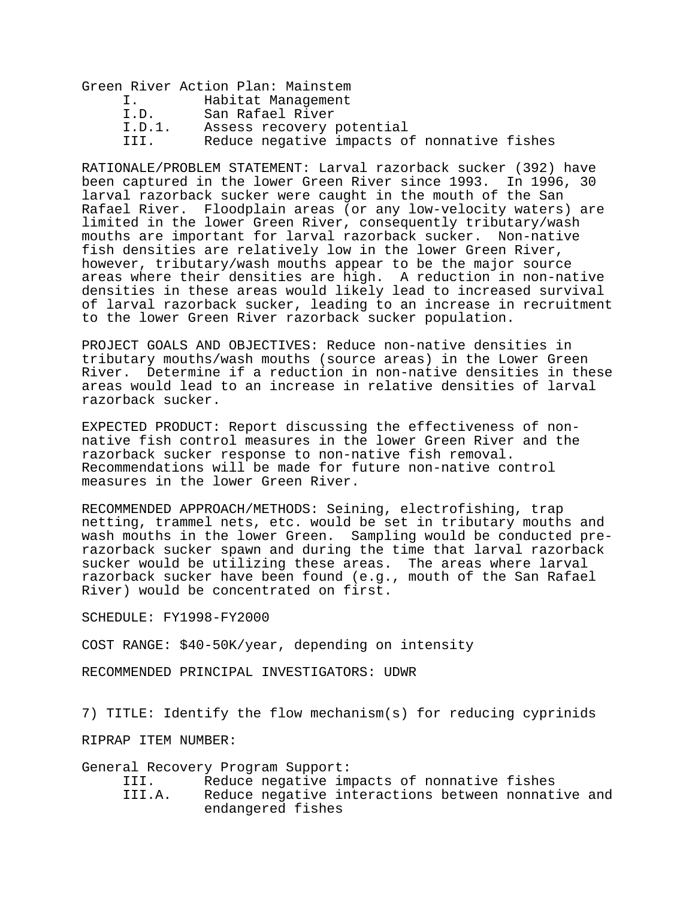Green River Action Plan: Mainstem

- I. Habitat Management
- I.D. San Rafael River
- I.D.1. Assess recovery potential
- III. Reduce negative impacts of nonnative fishes

RATIONALE/PROBLEM STATEMENT: Larval razorback sucker (392) have been captured in the lower Green River since 1993. In 1996, 30 larval razorback sucker were caught in the mouth of the San Rafael River. Floodplain areas (or any low-velocity waters) are limited in the lower Green River, consequently tributary/wash mouths are important for larval razorback sucker. Non-native fish densities are relatively low in the lower Green River, however, tributary/wash mouths appear to be the major source areas where their densities are high. A reduction in non-native densities in these areas would likely lead to increased survival of larval razorback sucker, leading to an increase in recruitment to the lower Green River razorback sucker population.

PROJECT GOALS AND OBJECTIVES: Reduce non-native densities in tributary mouths/wash mouths (source areas) in the Lower Green River. Determine if a reduction in non-native densities in these areas would lead to an increase in relative densities of larval razorback sucker.

EXPECTED PRODUCT: Report discussing the effectiveness of non-native fish control measures in the lower Green River and the razorback sucker response to non-native fish removal. Recommendations will be made for future non-native control measures in the lower Green River.

RECOMMENDED APPROACH/METHODS: Seining, electrofishing, trap netting, trammel nets, etc. would be set in tributary mouths and wash mouths in the lower Green. Sampling would be conducted pre-razorback sucker spawn and during the time that larval razorback sucker would be utilizing these areas. The areas where larval razorback sucker have been found (e.g., mouth of the San Rafael River) would be concentrated on first.

SCHEDULE: FY1998-FY2000

COST RANGE: $40-50K/year, depending on intensity

RECOMMENDED PRINCIPAL INVESTIGATORS: UDWR

7) TITLE: Identify the flow mechanism(s) for reducing cyprinids

RIPRAP ITEM NUMBER:

General Recovery Program Support:

- III. Reduce negative impacts of nonnative fishes
- III.A. Reduce negative interactions between nonnative and endangered fishes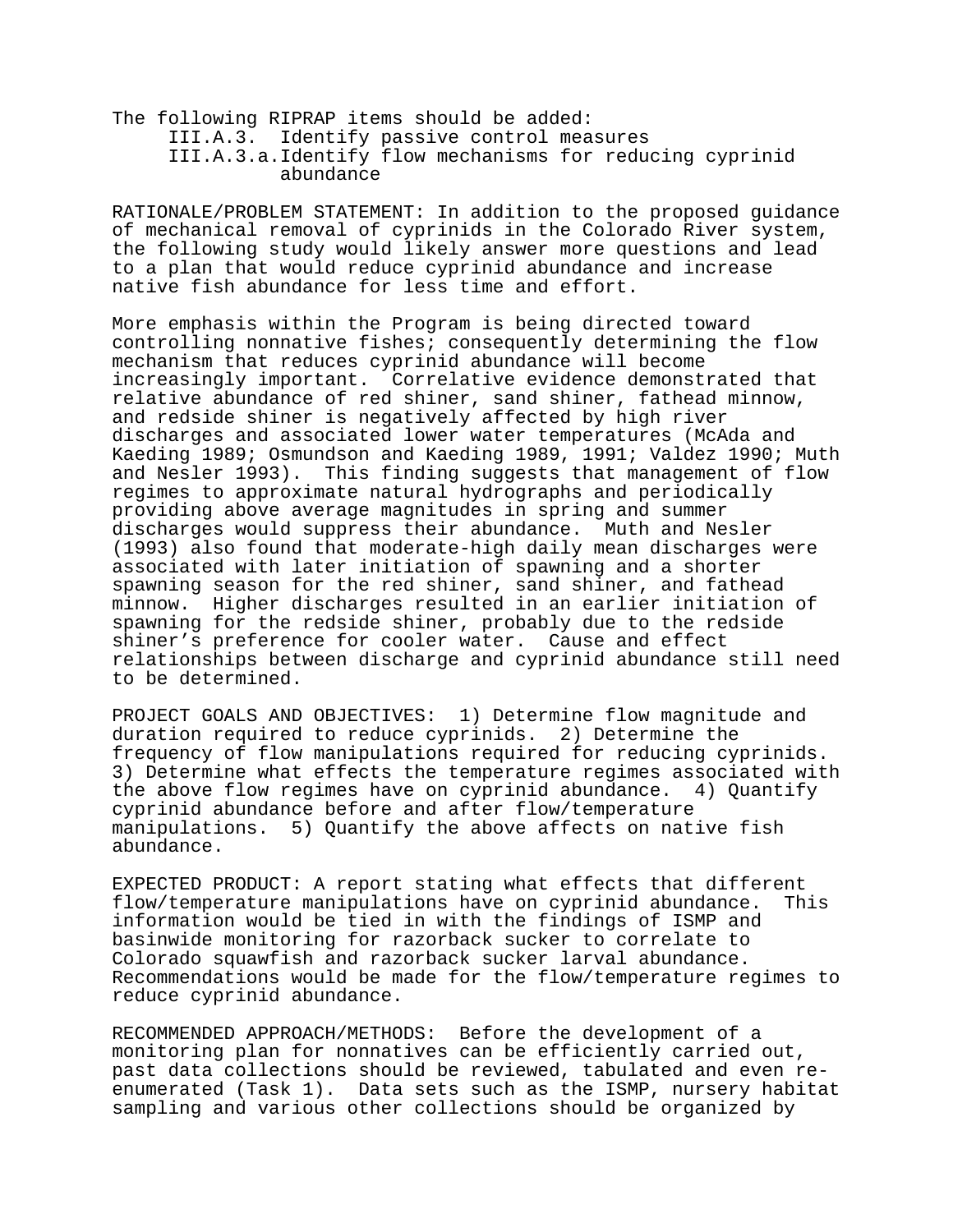The following RIPRAP items should be added:

- III.A.3. Identify passive control measures
  - III.A.3.a. Identify flow mechanisms for reducing cyprinid abundance

RATIONALE/PROBLEM STATEMENT: In addition to the proposed guidance of mechanical removal of cyprinids in the Colorado River system, the following study would likely answer more questions and lead to a plan that would reduce cyprinid abundance and increase native fish abundance for less time and effort.

More emphasis within the Program is being directed toward controlling nonnative fishes; consequently determining the flow mechanism that reduces cyprinid abundance will become increasingly important. Correlative evidence demonstrated that relative abundance of red shiner, sand shiner, fathead minnow, and redside shiner is negatively affected by high river discharges and associated lower water temperatures (McAda and Kaeding 1989; Osmundson and Kaeding 1989, 1991; Valdez 1990; Muth and Nesler 1993). This finding suggests that management of flow regimes to approximate natural hydrographs and periodically providing above average magnitudes in spring and summer discharges would suppress their abundance. Muth and Nesler (1993) also found that moderate-high daily mean discharges were associated with later initiation of spawning and a shorter spawning season for the red shiner, sand shiner, and fathead minnow. Higher discharges resulted in an earlier initiation of spawning for the redside shiner, probably due to the redside shiner's preference for cooler water. Cause and effect relationships between discharge and cyprinid abundance still need to be determined.

PROJECT GOALS AND OBJECTIVES: 1) Determine flow magnitude and duration required to reduce cyprinids. 2) Determine the frequency of flow manipulations required for reducing cyprinids. 3) Determine what effects the temperature regimes associated with the above flow regimes have on cyprinid abundance. 4) Quantify cyprinid abundance before and after flow/temperature manipulations. 5) Quantify the above affects on native fish abundance.

EXPECTED PRODUCT: A report stating what effects that different flow/temperature manipulations have on cyprinid abundance. This information would be tied in with the findings of ISMP and basinwide monitoring for razorback sucker to correlate to Colorado squawfish and razorback sucker larval abundance. Recommendations would be made for the flow/temperature regimes to reduce cyprinid abundance.

RECOMMENDED APPROACH/METHODS: Before the development of a monitoring plan for nonnatives can be efficiently carried out, past data collections should be reviewed, tabulated and even re-enumerated (Task 1). Data sets such as the ISMP, nursery habitat sampling and various other collections should be organized by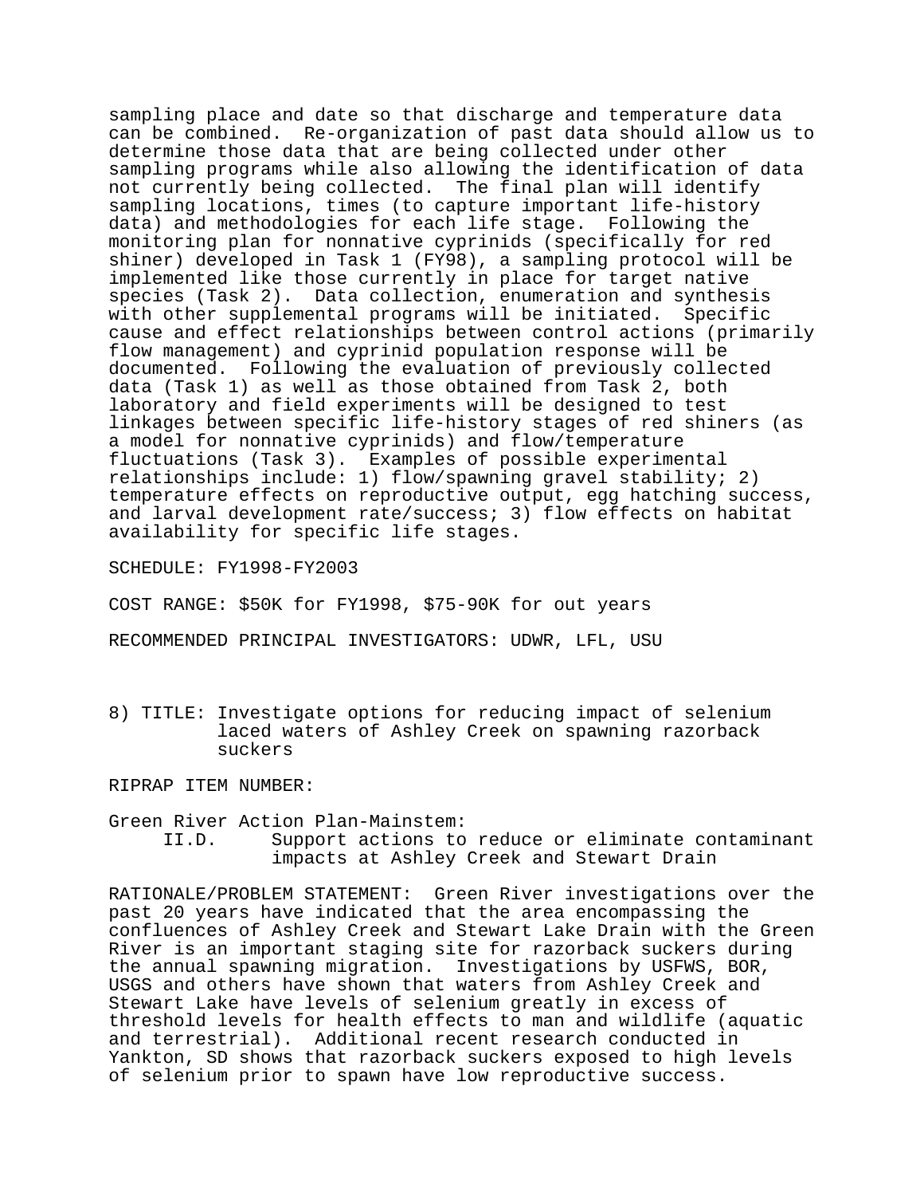sampling place and date so that discharge and temperature data can be combined. Re-organization of past data should allow us to determine those data that are being collected under other sampling programs while also allowing the identification of data not currently being collected. The final plan will identify sampling locations, times (to capture important life-history data) and methodologies for each life stage. Following the monitoring plan for nonnative cyprinids (specifically for red shiner) developed in Task 1 (FY98), a sampling protocol will be implemented like those currently in place for target native species (Task 2). Data collection, enumeration and synthesis with other supplemental programs will be initiated. Specific cause and effect relationships between control actions (primarily flow management) and cyprinid population response will be documented. Following the evaluation of previously collected data (Task 1) as well as those obtained from Task 2, both laboratory and field experiments will be designed to test linkages between specific life-history stages of red shiners (as a model for nonnative cyprinids) and flow/temperature fluctuations (Task 3). Examples of possible experimental relationships include: 1) flow/spawning gravel stability; 2) temperature effects on reproductive output, egg hatching success, and larval development rate/success; 3) flow effects on habitat availability for specific life stages.

SCHEDULE: FY1998-FY2003

COST RANGE: $50K for FY1998, $75-90K for out years

RECOMMENDED PRINCIPAL INVESTIGATORS: UDWR, LFL, USU

8) TITLE: Investigate options for reducing impact of selenium laced waters of Ashley Creek on spawning razorback suckers

RIPRAP ITEM NUMBER:

Green River Action Plan-Mainstem:

II.D. Support actions to reduce or eliminate contaminant impacts at Ashley Creek and Stewart Drain

RATIONALE/PROBLEM STATEMENT: Green River investigations over the past 20 years have indicated that the area encompassing the confluences of Ashley Creek and Stewart Lake Drain with the Green River is an important staging site for razorback suckers during the annual spawning migration. Investigations by USFWS, BOR, USGS and others have shown that waters from Ashley Creek and Stewart Lake have levels of selenium greatly in excess of threshold levels for health effects to man and wildlife (aquatic and terrestrial). Additional recent research conducted in Yankton, SD shows that razorback suckers exposed to high levels of selenium prior to spawn have low reproductive success.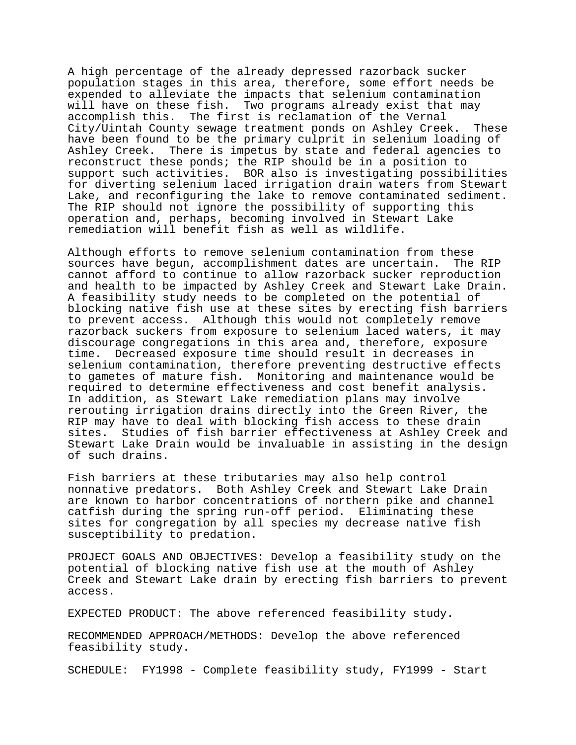A high percentage of the already depressed razorback sucker population stages in this area, therefore, some effort needs be expended to alleviate the impacts that selenium contamination will have on these fish. Two programs already exist that may accomplish this. The first is reclamation of the Vernal City/Uintah County sewage treatment ponds on Ashley Creek. These have been found to be the primary culprit in selenium loading of Ashley Creek. There is impetus by state and federal agencies to reconstruct these ponds; the RIP should be in a position to support such activities. BOR also is investigating possibilities for diverting selenium laced irrigation drain waters from Stewart Lake, and reconfiguring the lake to remove contaminated sediment. The RIP should not ignore the possibility of supporting this operation and, perhaps, becoming involved in Stewart Lake remediation will benefit fish as well as wildlife.

Although efforts to remove selenium contamination from these sources have begun, accomplishment dates are uncertain. The RIP cannot afford to continue to allow razorback sucker reproduction and health to be impacted by Ashley Creek and Stewart Lake Drain. A feasibility study needs to be completed on the potential of blocking native fish use at these sites by erecting fish barriers to prevent access. Although this would not completely remove razorback suckers from exposure to selenium laced waters, it may discourage congregations in this area and, therefore, exposure time. Decreased exposure time should result in decreases in selenium contamination, therefore preventing destructive effects to gametes of mature fish. Monitoring and maintenance would be required to determine effectiveness and cost benefit analysis. In addition, as Stewart Lake remediation plans may involve rerouting irrigation drains directly into the Green River, the RIP may have to deal with blocking fish access to these drain sites. Studies of fish barrier effectiveness at Ashley Creek and Stewart Lake Drain would be invaluable in assisting in the design of such drains.

Fish barriers at these tributaries may also help control nonnative predators. Both Ashley Creek and Stewart Lake Drain are known to harbor concentrations of northern pike and channel catfish during the spring run-off period. Eliminating these sites for congregation by all species my decrease native fish susceptibility to predation.

PROJECT GOALS AND OBJECTIVES: Develop a feasibility study on the potential of blocking native fish use at the mouth of Ashley Creek and Stewart Lake drain by erecting fish barriers to prevent access.

EXPECTED PRODUCT: The above referenced feasibility study.

RECOMMENDED APPROACH/METHODS: Develop the above referenced feasibility study.

SCHEDULE: FY1998 - Complete feasibility study, FY1999 - Start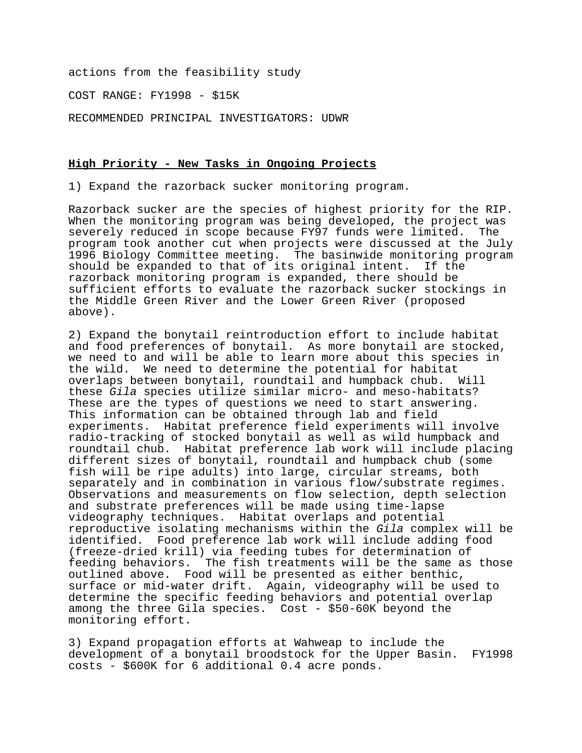actions from the feasibility study

COST RANGE: FY1998 - $15K

RECOMMENDED PRINCIPAL INVESTIGATORS: UDWR

**<u>High Priority - New Tasks in Ongoing Projects</u>**

1) Expand the razorback sucker monitoring program.

Razorback sucker are the species of highest priority for the RIP. When the monitoring program was being developed, the project was severely reduced in scope because FY97 funds were limited. The program took another cut when projects were discussed at the July 1996 Biology Committee meeting. The basinwide monitoring program should be expanded to that of its original intent. If the razorback monitoring program is expanded, there should be sufficient efforts to evaluate the razorback sucker stockings in the Middle Green River and the Lower Green River (proposed above).

2) Expand the bonytail reintroduction effort to include habitat and food preferences of bonytail. As more bonytail are stocked, we need to and will be able to learn more about this species in the wild. We need to determine the potential for habitat overlaps between bonytail, roundtail and humpback chub. Will these *Gila* species utilize similar micro- and meso-habitats? These are the types of questions we need to start answering. This information can be obtained through lab and field experiments. Habitat preference field experiments will involve radio-tracking of stocked bonytail as well as wild humpback and roundtail chub. Habitat preference lab work will include placing different sizes of bonytail, roundtail and humpback chub (some fish will be ripe adults) into large, circular streams, both separately and in combination in various flow/substrate regimes. Observations and measurements on flow selection, depth selection and substrate preferences will be made using time-lapse videography techniques. Habitat overlaps and potential reproductive isolating mechanisms within the *Gila* complex will be identified. Food preference lab work will include adding food (freeze-dried krill) via feeding tubes for determination of feeding behaviors. The fish treatments will be the same as those outlined above. Food will be presented as either benthic, surface or mid-water drift. Again, videography will be used to determine the specific feeding behaviors and potential overlap among the three Gila species. Cost - $50-60K beyond the monitoring effort.

3) Expand propagation efforts at Wahweap to include the development of a bonytail broodstock for the Upper Basin. FY1998 costs - $600K for 6 additional 0.4 acre ponds.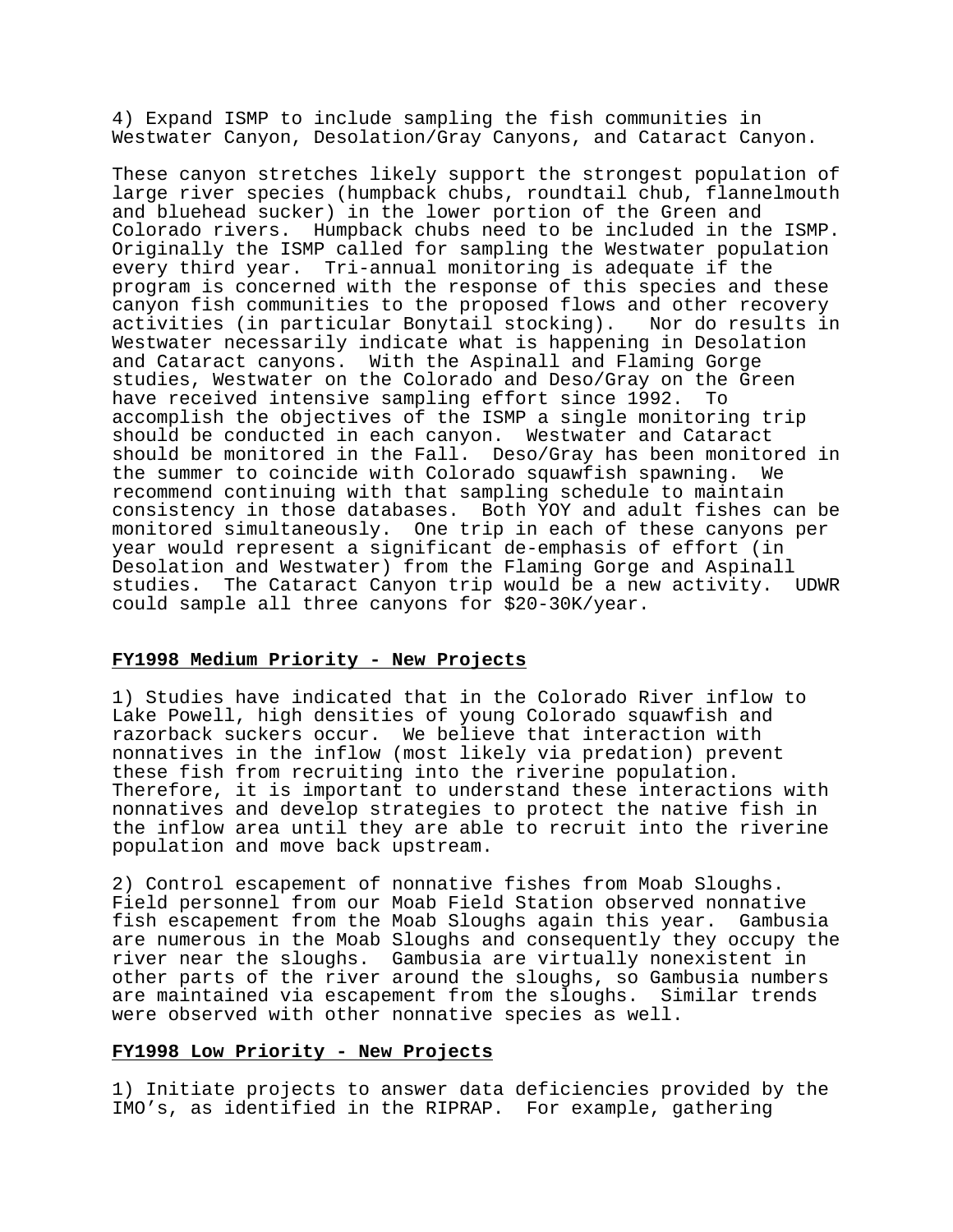4) Expand ISMP to include sampling the fish communities in Westwater Canyon, Desolation/Gray Canyons, and Cataract Canyon.

These canyon stretches likely support the strongest population of large river species (humpback chubs, roundtail chub, flannelmouth and bluehead sucker) in the lower portion of the Green and Colorado rivers. Humpback chubs need to be included in the ISMP. Originally the ISMP called for sampling the Westwater population every third year. Tri-annual monitoring is adequate if the program is concerned with the response of this species and these canyon fish communities to the proposed flows and other recovery activities (in particular Bonytail stocking). Nor do results in Westwater necessarily indicate what is happening in Desolation and Cataract canyons. With the Aspinall and Flaming Gorge studies, Westwater on the Colorado and Deso/Gray on the Green have received intensive sampling effort since 1992. To accomplish the objectives of the ISMP a single monitoring trip should be conducted in each canyon. Westwater and Cataract should be monitored in the Fall. Deso/Gray has been monitored in the summer to coincide with Colorado squawfish spawning. We recommend continuing with that sampling schedule to maintain consistency in those databases. Both YOY and adult fishes can be monitored simultaneously. One trip in each of these canyons per year would represent a significant de-emphasis of effort (in Desolation and Westwater) from the Flaming Gorge and Aspinall studies. The Cataract Canyon trip would be a new activity. UDWR could sample all three canyons for $20-30K/year.

**FY1998 Medium Priority - New Projects**

1) Studies have indicated that in the Colorado River inflow to Lake Powell, high densities of young Colorado squawfish and razorback suckers occur. We believe that interaction with nonnatives in the inflow (most likely via predation) prevent these fish from recruiting into the riverine population. Therefore, it is important to understand these interactions with nonnatives and develop strategies to protect the native fish in the inflow area until they are able to recruit into the riverine population and move back upstream.

2) Control escapement of nonnative fishes from Moab Sloughs. Field personnel from our Moab Field Station observed nonnative fish escapement from the Moab Sloughs again this year. Gambusia are numerous in the Moab Sloughs and consequently they occupy the river near the sloughs. Gambusia are virtually nonexistent in other parts of the river around the sloughs, so Gambusia numbers are maintained via escapement from the sloughs. Similar trends were observed with other nonnative species as well.

**FY1998 Low Priority - New Projects**

1) Initiate projects to answer data deficiencies provided by the IMO's, as identified in the RIPRAP. For example, gathering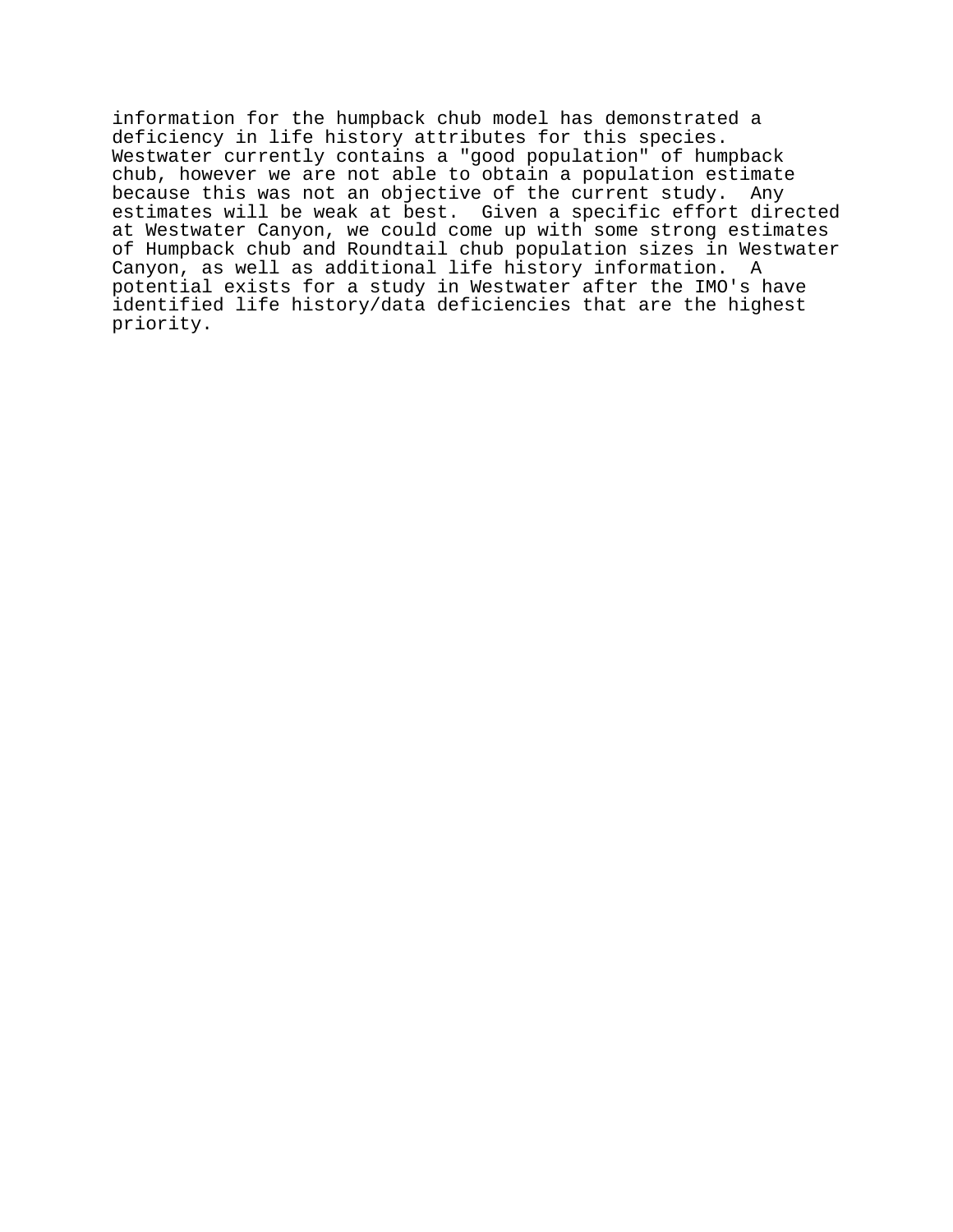information for the humpback chub model has demonstrated a deficiency in life history attributes for this species. Westwater currently contains a "good population" of humpback chub, however we are not able to obtain a population estimate because this was not an objective of the current study. Any estimates will be weak at best. Given a specific effort directed at Westwater Canyon, we could come up with some strong estimates of Humpback chub and Roundtail chub population sizes in Westwater Canyon, as well as additional life history information. A potential exists for a study in Westwater after the IMO's have identified life history/data deficiencies that are the highest priority.